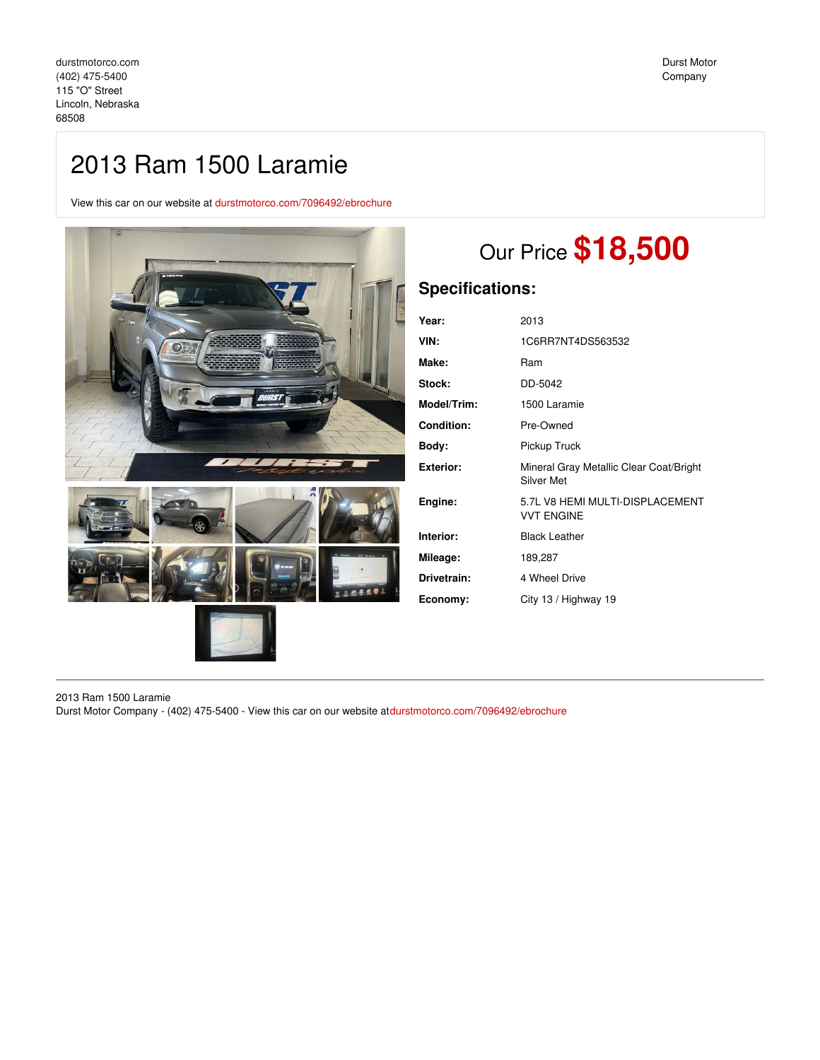durstmotorco.com
(402) 475-5400
115 "O" Street
Lincoln, Nebraska
68508

Durst Motor Company

# 2013 Ram 1500 Laramie

View this car on our website at durstmotorco.com/7096492/ebrochure

## Our Price **$18,500**

## Specifications:

| | |
|---|---|
| **Year:** | 2013 |
| **VIN:** | 1C6RR7NT4DS563532 |
| **Make:** | Ram |
| **Stock:** | DD-5042 |
| **Model/Trim:** | 1500 Laramie |
| **Condition:** | Pre-Owned |
| **Body:** | Pickup Truck |
| **Exterior:** | Mineral Gray Metallic Clear Coat/Bright Silver Met |
| **Engine:** | 5.7L V8 HEMI MULTI-DISPLACEMENT VVT ENGINE |
| **Interior:** | Black Leather |
| **Mileage:** | 189,287 |
| **Drivetrain:** | 4 Wheel Drive |
| **Economy:** | City 13 / Highway 19 |

2013 Ram 1500 Laramie
Durst Motor Company - (402) 475-5400 - View this car on our website at durstmotorco.com/7096492/ebrochure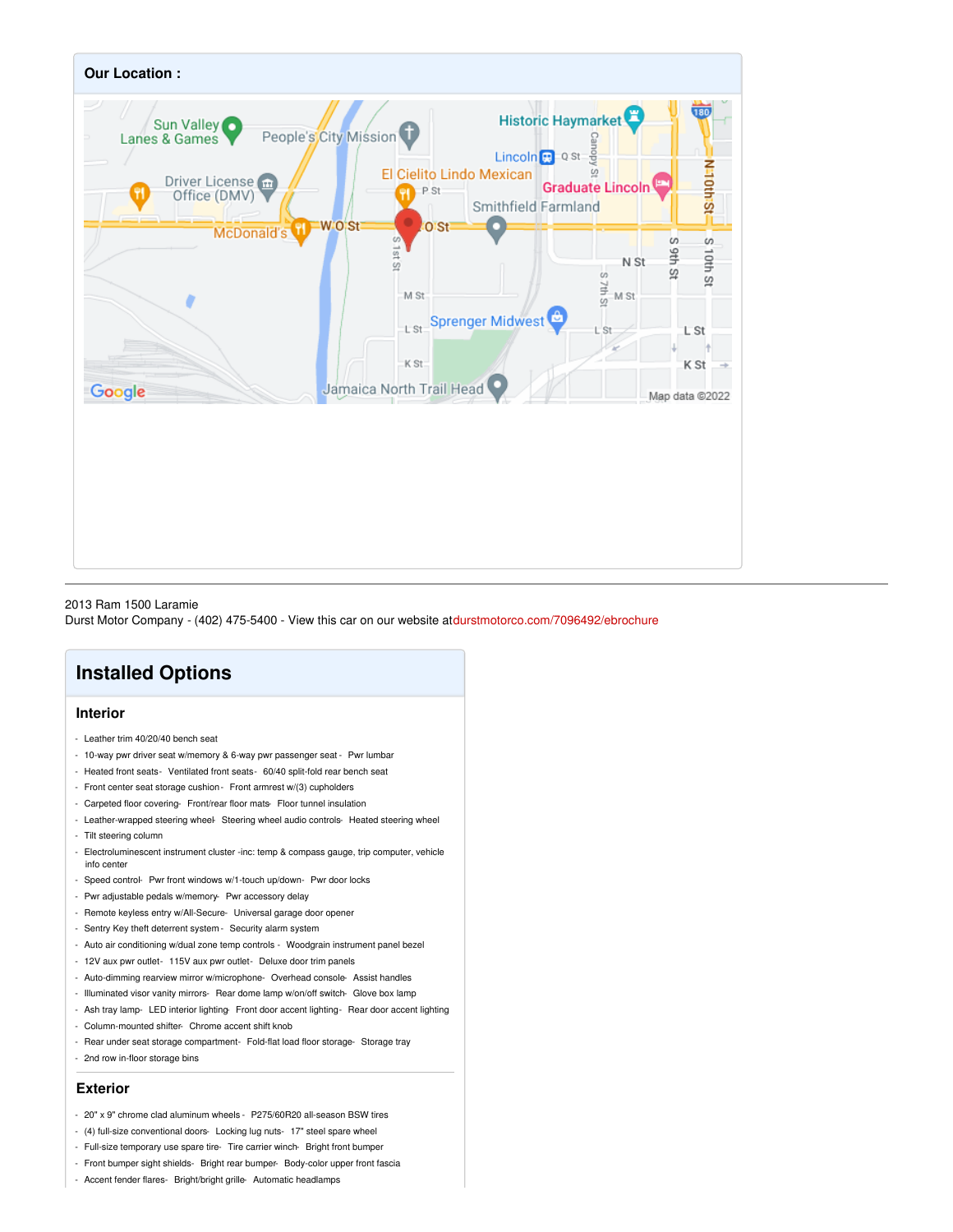## Our Location :

2013 Ram 1500 Laramie
Durst Motor Company - (402) 475-5400 - View this car on our website at durstmotorco.com/7096492/ebrochure

# Installed Options

## Interior

- Leather trim 40/20/40 bench seat
- 10-way pwr driver seat w/memory & 6-way pwr passenger seat - Pwr lumbar
- Heated front seats - Ventilated front seats - 60/40 split-fold rear bench seat
- Front center seat storage cushion - Front armrest w/(3) cupholders
- Carpeted floor covering - Front/rear floor mats - Floor tunnel insulation
- Leather-wrapped steering wheel - Steering wheel audio controls - Heated steering wheel
- Tilt steering column
- Electroluminescent instrument cluster -inc: temp & compass gauge, trip computer, vehicle info center
- Speed control - Pwr front windows w/1-touch up/down - Pwr door locks
- Pwr adjustable pedals w/memory - Pwr accessory delay
- Remote keyless entry w/All-Secure - Universal garage door opener
- Sentry Key theft deterrent system - Security alarm system
- Auto air conditioning w/dual zone temp controls - Woodgrain instrument panel bezel
- 12V aux pwr outlet - 115V aux pwr outlet - Deluxe door trim panels
- Auto-dimming rearview mirror w/microphone - Overhead console - Assist handles
- Illuminated visor vanity mirrors - Rear dome lamp w/on/off switch - Glove box lamp
- Ash tray lamp - LED interior lighting - Front door accent lighting - Rear door accent lighting
- Column-mounted shifter - Chrome accent shift knob
- Rear under seat storage compartment - Fold-flat load floor storage - Storage tray
- 2nd row in-floor storage bins

## Exterior

- 20" x 9" chrome clad aluminum wheels - P275/60R20 all-season BSW tires
- (4) full-size conventional doors - Locking lug nuts - 17" steel spare wheel
- Full-size temporary use spare tire - Tire carrier winch - Bright front bumper
- Front bumper sight shields - Bright rear bumper - Body-color upper front fascia
- Accent fender flares - Bright/bright grille - Automatic headlamps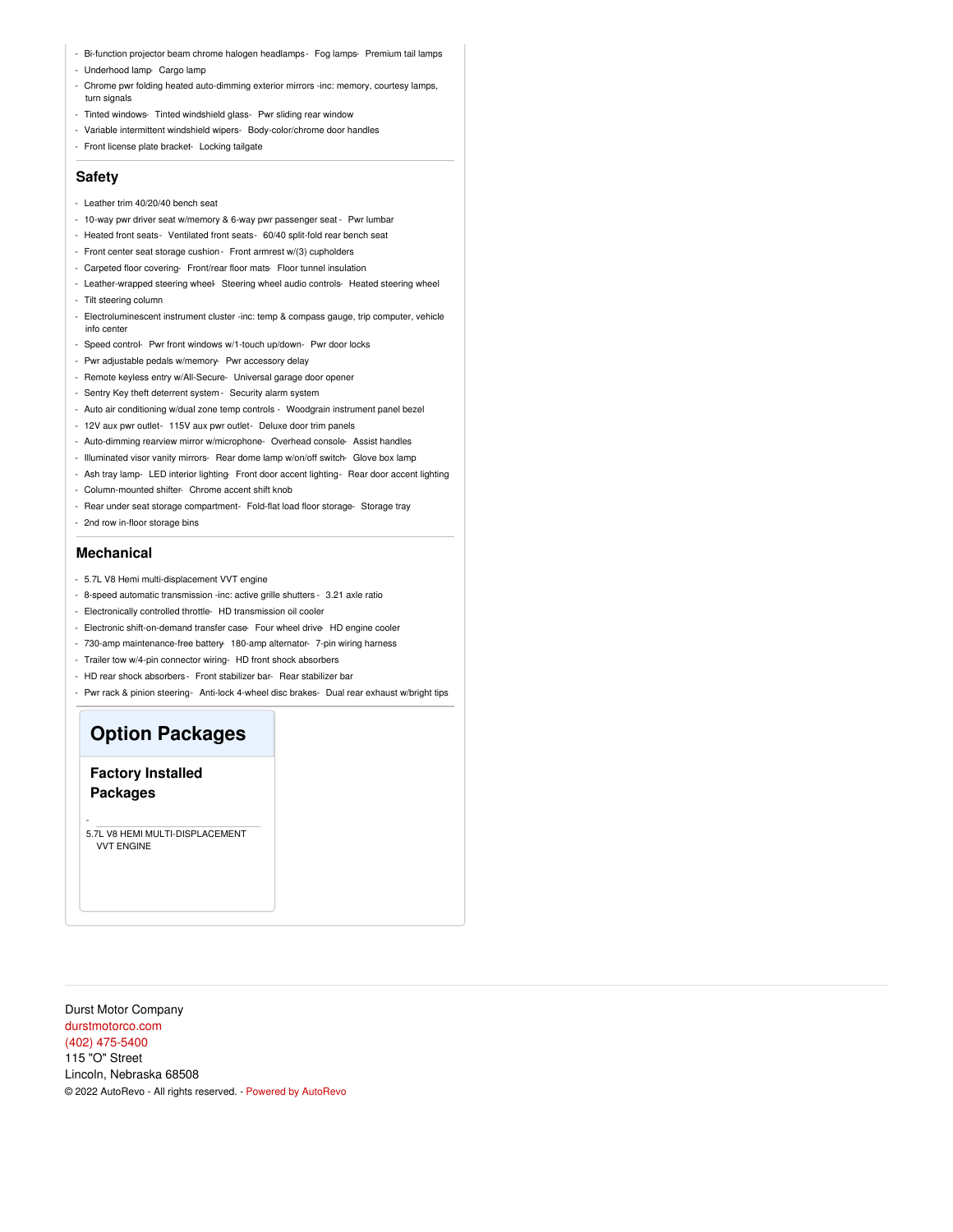- Bi-function projector beam chrome halogen headlamps - Fog lamps - Premium tail lamps
- Underhood lamp - Cargo lamp
- Chrome pwr folding heated auto-dimming exterior mirrors -inc: memory, courtesy lamps, turn signals
- Tinted windows - Tinted windshield glass - Pwr sliding rear window
- Variable intermittent windshield wipers - Body-color/chrome door handles
- Front license plate bracket - Locking tailgate

## Safety

- Leather trim 40/20/40 bench seat
- 10-way pwr driver seat w/memory & 6-way pwr passenger seat - Pwr lumbar
- Heated front seats - Ventilated front seats - 60/40 split-fold rear bench seat
- Front center seat storage cushion - Front armrest w/(3) cupholders
- Carpeted floor covering - Front/rear floor mats - Floor tunnel insulation
- Leather-wrapped steering wheel - Steering wheel audio controls - Heated steering wheel
- Tilt steering column
- Electroluminescent instrument cluster -inc: temp & compass gauge, trip computer, vehicle info center
- Speed control - Pwr front windows w/1-touch up/down - Pwr door locks
- Pwr adjustable pedals w/memory - Pwr accessory delay
- Remote keyless entry w/All-Secure - Universal garage door opener
- Sentry Key theft deterrent system - Security alarm system
- Auto air conditioning w/dual zone temp controls - Woodgrain instrument panel bezel
- 12V aux pwr outlet - 115V aux pwr outlet - Deluxe door trim panels
- Auto-dimming rearview mirror w/microphone - Overhead console - Assist handles
- Illuminated visor vanity mirrors - Rear dome lamp w/on/off switch - Glove box lamp
- Ash tray lamp - LED interior lighting - Front door accent lighting - Rear door accent lighting
- Column-mounted shifter - Chrome accent shift knob
- Rear under seat storage compartment - Fold-flat load floor storage - Storage tray
- 2nd row in-floor storage bins

## Mechanical

- 5.7L V8 Hemi multi-displacement VVT engine
- 8-speed automatic transmission -inc: active grille shutters - 3.21 axle ratio
- Electronically controlled throttle - HD transmission oil cooler
- Electronic shift-on-demand transfer case - Four wheel drive - HD engine cooler
- 730-amp maintenance-free battery - 180-amp alternator - 7-pin wiring harness
- Trailer tow w/4-pin connector wiring - HD front shock absorbers
- HD rear shock absorbers - Front stabilizer bar - Rear stabilizer bar
- Pwr rack & pinion steering - Anti-lock 4-wheel disc brakes - Dual rear exhaust w/bright tips

# Option Packages

### Factory Installed Packages

- 5.7L V8 HEMI MULTI-DISPLACEMENT VVT ENGINE

Durst Motor Company
durstmotorco.com
(402) 475-5400
115 "O" Street
Lincoln, Nebraska 68508
© 2022 AutoRevo - All rights reserved. - Powered by AutoRevo